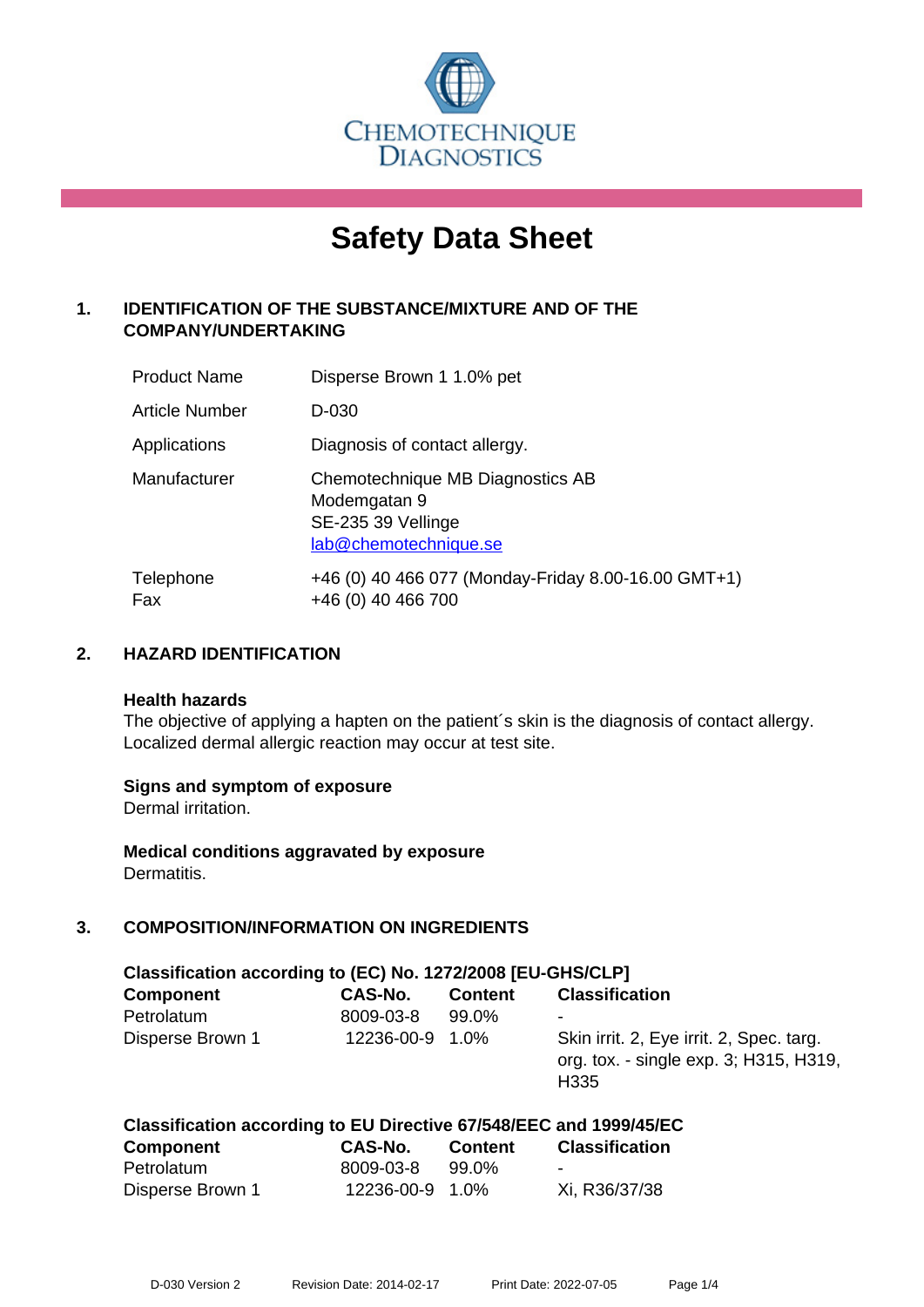CHEMOTECHNIQUE DIAGNOSTICS

# Safety Data Sheet

## 1. IDENTIFICATION OF THE SUBSTANCE/MIXTURE AND OF THE COMPANY/UNDERTAKING

| | |
|---|---|
| Product Name | Disperse Brown 1 1.0% pet |
| Article Number | D-030 |
| Applications | Diagnosis of contact allergy. |
| Manufacturer | Chemotechnique MB Diagnostics AB<br>Modemgatan 9<br>SE-235 39 Vellinge<br>lab@chemotechnique.se |
| Telephone<br>Fax | +46 (0) 40 466 077 (Monday-Friday 8.00-16.00 GMT+1)<br>+46 (0) 40 466 700 |

## 2. HAZARD IDENTIFICATION

**Health hazards**
The objective of applying a hapten on the patient´s skin is the diagnosis of contact allergy. Localized dermal allergic reaction may occur at test site.

**Signs and symptom of exposure**
Dermal irritation.

**Medical conditions aggravated by exposure**
Dermatitis.

## 3. COMPOSITION/INFORMATION ON INGREDIENTS

**Classification according to (EC) No. 1272/2008 [EU-GHS/CLP]**

| Component | CAS-No. | Content | Classification |
|---|---|---|---|
| Petrolatum | 8009-03-8 | 99.0% | - |
| Disperse Brown 1 | 12236-00-9 | 1.0% | Skin irrit. 2, Eye irrit. 2, Spec. targ. org. tox. - single exp. 3; H315, H319, H335 |

**Classification according to EU Directive 67/548/EEC and 1999/45/EC**

| Component | CAS-No. | Content | Classification |
|---|---|---|---|
| Petrolatum | 8009-03-8 | 99.0% | - |
| Disperse Brown 1 | 12236-00-9 | 1.0% | Xi, R36/37/38 |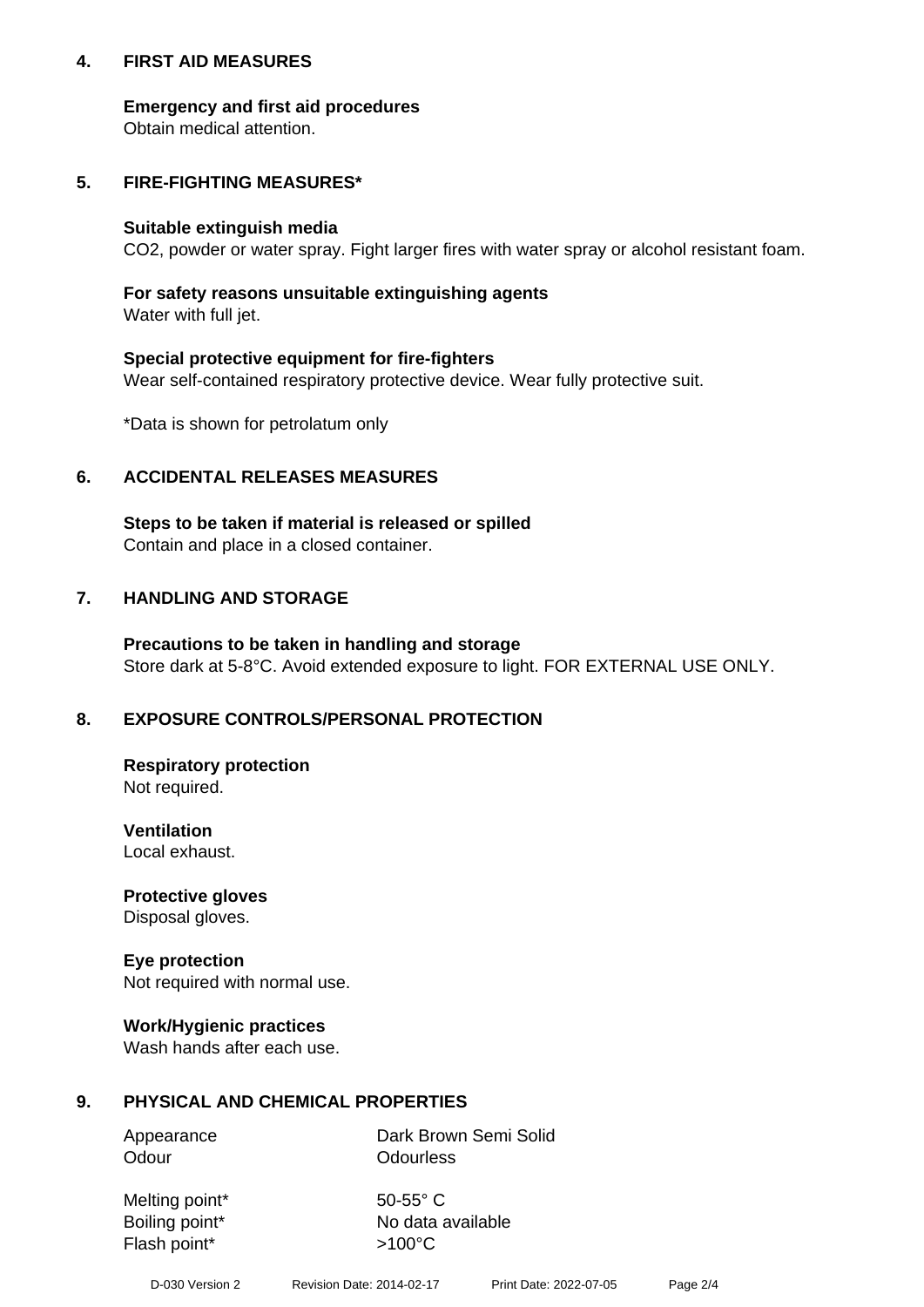## 4. FIRST AID MEASURES

**Emergency and first aid procedures**
Obtain medical attention.

## 5. FIRE-FIGHTING MEASURES*

**Suitable extinguish media**
$CO_2$, powder or water spray. Fight larger fires with water spray or alcohol resistant foam.

**For safety reasons unsuitable extinguishing agents**
Water with full jet.

**Special protective equipment for fire-fighters**
Wear self-contained respiratory protective device. Wear fully protective suit.

*Data is shown for petrolatum only

## 6. ACCIDENTAL RELEASES MEASURES

**Steps to be taken if material is released or spilled**
Contain and place in a closed container.

## 7. HANDLING AND STORAGE

**Precautions to be taken in handling and storage**
Store dark at 5-8°C. Avoid extended exposure to light. FOR EXTERNAL USE ONLY.

## 8. EXPOSURE CONTROLS/PERSONAL PROTECTION

**Respiratory protection**
Not required.

**Ventilation**
Local exhaust.

**Protective gloves**
Disposal gloves.

**Eye protection**
Not required with normal use.

**Work/Hygienic practices**
Wash hands after each use.

## 9. PHYSICAL AND CHEMICAL PROPERTIES

| | |
|---|---|
| Appearance | Dark Brown Semi Solid |
| Odour | Odourless |
| Melting point* | 50-55° C |
| Boiling point* | No data available |
| Flash point* | >100°C |

D-030 Version 2 Revision Date: 2014-02-17 Print Date: 2022-07-05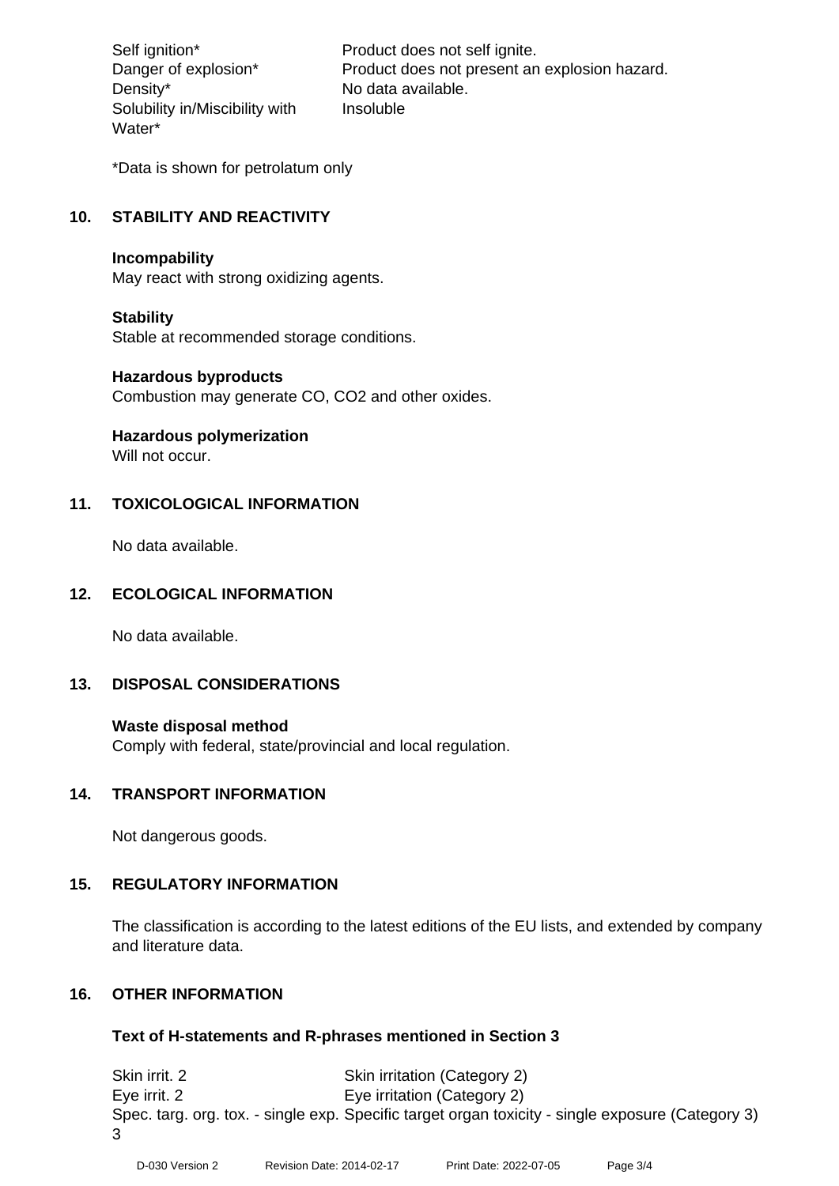| | |
|---|---|
| Self ignition* | Product does not self ignite. |
| Danger of explosion* | Product does not present an explosion hazard. |
| Density* | No data available. |
| Solubility in/Miscibility with Water* | Insoluble |

*Data is shown for petrolatum only

## 10. STABILITY AND REACTIVITY

**Incompability**
May react with strong oxidizing agents.

**Stability**
Stable at recommended storage conditions.

**Hazardous byproducts**
Combustion may generate CO, $CO_2$ and other oxides.

**Hazardous polymerization**
Will not occur.

## 11. TOXICOLOGICAL INFORMATION

No data available.

## 12. ECOLOGICAL INFORMATION

No data available.

## 13. DISPOSAL CONSIDERATIONS

**Waste disposal method**
Comply with federal, state/provincial and local regulation.

## 14. TRANSPORT INFORMATION

Not dangerous goods.

## 15. REGULATORY INFORMATION

The classification is according to the latest editions of the EU lists, and extended by company and literature data.

## 16. OTHER INFORMATION

**Text of H-statements and R-phrases mentioned in Section 3**

| | |
|---|---|
| Skin irrit. 2 | Skin irritation (Category 2) |
| Eye irrit. 2 | Eye irritation (Category 2) |
| Spec. targ. org. tox. - single exp. 3 | Specific target organ toxicity - single exposure (Category 3) |

D-030 Version 2 Revision Date: 2014-02-17 Print Date: 2022-07-05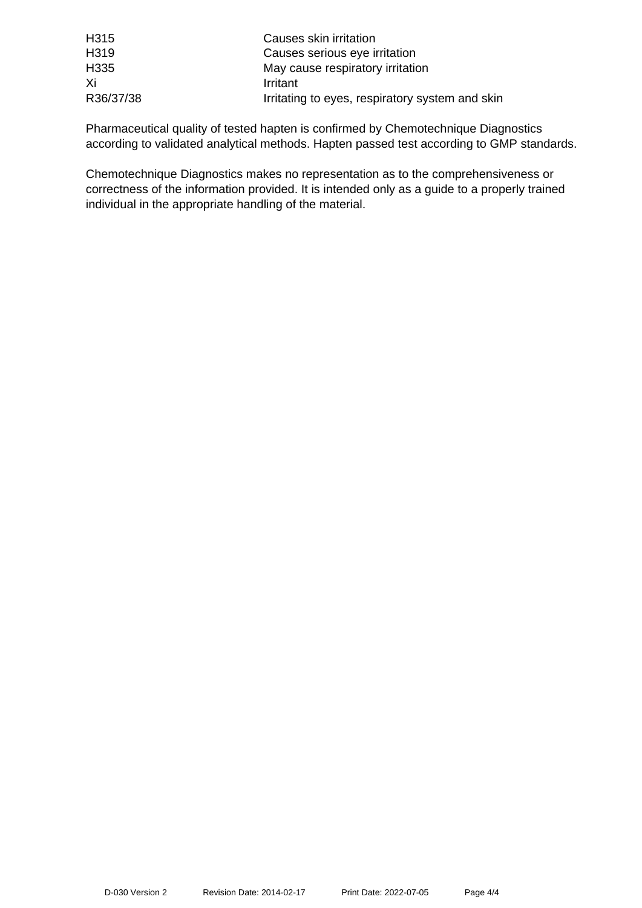| | |
|---|---|
| H315 | Causes skin irritation |
| H319 | Causes serious eye irritation |
| H335 | May cause respiratory irritation |
| Xi | Irritant |
| R36/37/38 | Irritating to eyes, respiratory system and skin |

Pharmaceutical quality of tested hapten is confirmed by Chemotechnique Diagnostics according to validated analytical methods. Hapten passed test according to GMP standards.

Chemotechnique Diagnostics makes no representation as to the comprehensiveness or correctness of the information provided. It is intended only as a guide to a properly trained individual in the appropriate handling of the material.